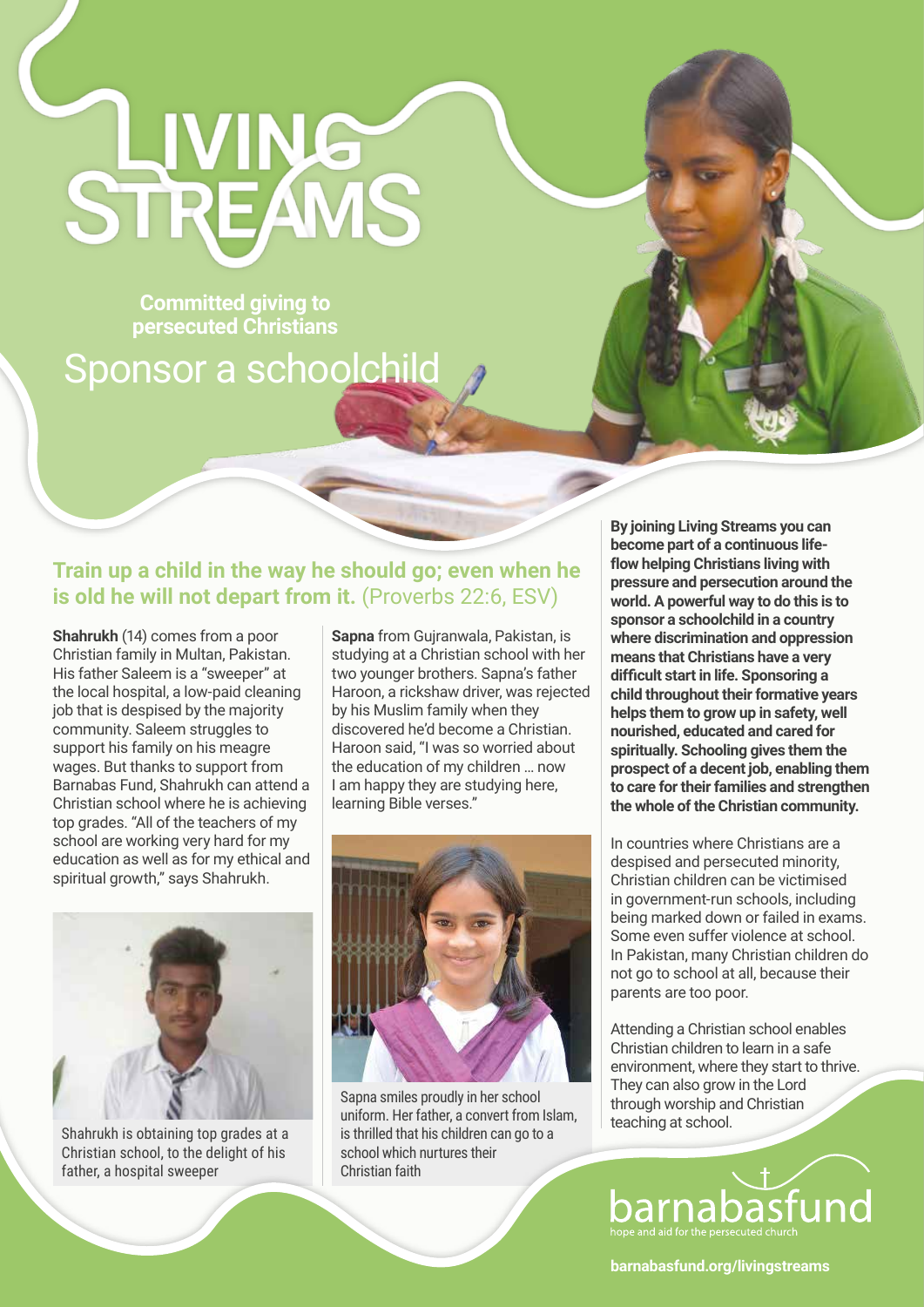# LIVING STREAMS

**Committed giving to persecuted Christians**

## Sponsor a schoolchild

**Train up a child in the way he should go; even when he is old he will not depart from it.** (Proverbs 22:6, ESV)

**Shahrukh** (14) comes from a poor Christian family in Multan, Pakistan. His father Saleem is a "sweeper" at the local hospital, a low-paid cleaning job that is despised by the majority community. Saleem struggles to support his family on his meagre wages. But thanks to support from Barnabas Fund, Shahrukh can attend a Christian school where he is achieving top grades. "All of the teachers of my school are working very hard for my education as well as for my ethical and spiritual growth," says Shahrukh.

Shahrukh is obtaining top grades at a Christian school, to the delight of his father, a hospital sweeper

**Sapna** from Gujranwala, Pakistan, is studying at a Christian school with her two younger brothers. Sapna's father Haroon, a rickshaw driver, was rejected by his Muslim family when they discovered he'd become a Christian. Haroon said, "I was so worried about the education of my children … now I am happy they are studying here, learning Bible verses."

Sapna smiles proudly in her school uniform. Her father, a convert from Islam, is thrilled that his children can go to a school which nurtures their Christian faith

**By joining Living Streams you can become part of a continuous life-flow helping Christians living with pressure and persecution around the world. A powerful way to do this is to sponsor a schoolchild in a country where discrimination and oppression means that Christians have a very difficult start in life. Sponsoring a child throughout their formative years helps them to grow up in safety, well nourished, educated and cared for spiritually. Schooling gives them the prospect of a decent job, enabling them to care for their families and strengthen the whole of the Christian community.**

In countries where Christians are a despised and persecuted minority, Christian children can be victimised in government-run schools, including being marked down or failed in exams. Some even suffer violence at school. In Pakistan, many Christian children do not go to school at all, because their parents are too poor.

Attending a Christian school enables Christian children to learn in a safe environment, where they start to thrive. They can also grow in the Lord through worship and Christian teaching at school.

barnabasfund
hope and aid for the persecuted church

barnabasfund.org/livingstreams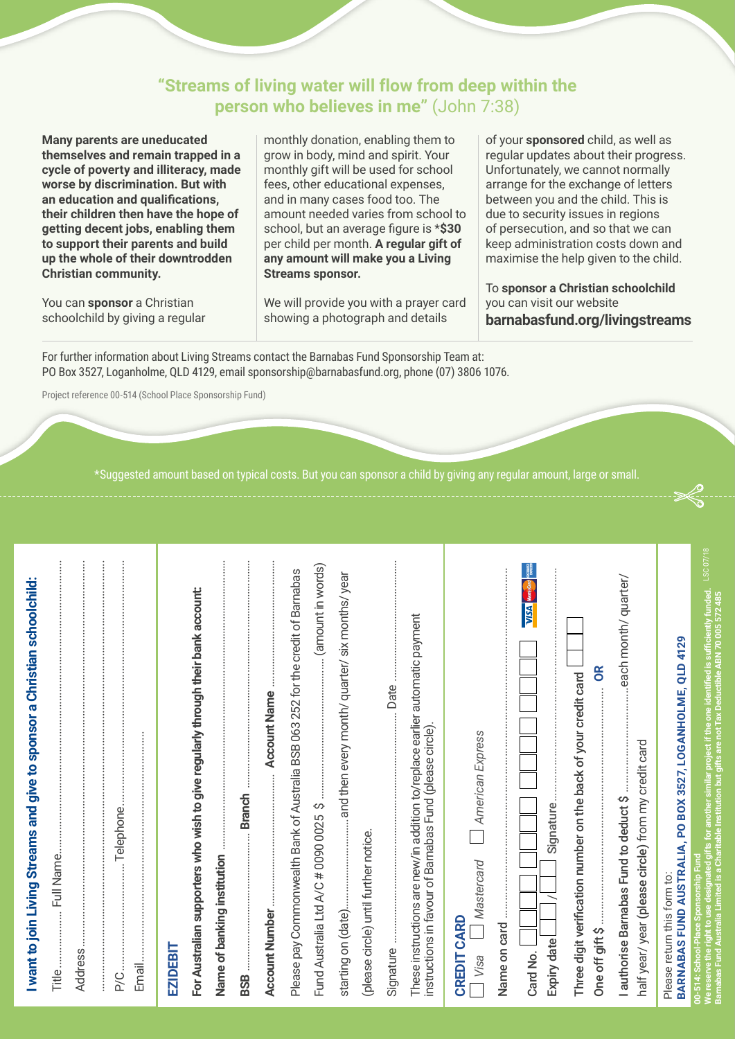## "Streams of living water will flow from deep within the person who believes in me" (John 7:38)

**Many parents are uneducated themselves and remain trapped in a cycle of poverty and illiteracy, made worse by discrimination. But with an education and qualifications, their children then have the hope of getting decent jobs, enabling them to support their parents and build up the whole of their downtrodden Christian community.**

You can **sponsor** a Christian schoolchild by giving a regular monthly donation, enabling them to grow in body, mind and spirit. Your monthly gift will be used for school fees, other educational expenses, and in many cases food too. The amount needed varies from school to school, but an average figure is ***$30** per child per month. **A regular gift of any amount will make you a Living Streams sponsor.**

We will provide you with a prayer card showing a photograph and details of your **sponsored** child, as well as regular updates about their progress. Unfortunately, we cannot normally arrange for the exchange of letters between you and the child. This is due to security issues in regions of persecution, and so that we can keep administration costs down and maximise the help given to the child.

To **sponsor a Christian schoolchild** you can visit our website **barnabasfund.org/livingstreams**

For further information about Living Streams contact the Barnabas Fund Sponsorship Team at: PO Box 3527, Loganholme, QLD 4129, email sponsorship@barnabasfund.org, phone (07) 3806 1076.

Project reference 00-514 (School Place Sponsorship Fund)

*Suggested amount based on typical costs. But you can sponsor a child by giving any regular amount, large or small.

---

### I want to join Living Streams and give to sponsor a Christian schoolchild:

Title.............. Full Name.........................................................

Address.........................................................................

.................................................................................

P/C.................................. Telephone.......................................

Email..........................................................

### EZIDEBIT

**For Australian supporters who wish to give regularly through their bank account:**

**Name of banking institution** ........................................................

**BSB** .................................... **Branch** ........................................

**Account Number** ................................ **Account Name** ..........................

Please pay Commonwealth Bank of Australia BSB 063 252 for the credit of Barnabas Fund Australia Ltd A/C # 0090 0025 $ ................................ (amount in words)

starting on (date)............................and then every month/ quarter/ six months/ year (please circle) until further notice.

Signature ..................................................... Date ......................

These instructions are new/in addition to/replace earlier automatic payment instructions in favour of Barnabas Fund (please circle).

### CREDIT CARD

☐ *Visa* ☐ *Mastercard* ☐ *American Express*

Name on card .........................................................................

Card No. ☐☐☐☐ ☐☐☐☐ ☐☐☐☐ ☐☐☐☐

Expiry date ☐☐/☐☐ Signature.......................................................

Three digit verification number on the back of your credit card ☐☐☐

One off gift $ ........................................ **OR**

I authorise Barnabas Fund to deduct $ ........................ each month/ quarter/ half year/ year (please circle) from my credit card

Please return this form to:
**BARNABAS FUND AUSTRALIA, PO BOX 3527, LOGANHOLME, QLD 4129**

**00-514: School-Place Sponsorship Fund**
**We reserve the right to use designated gifts for another similar project if the one identified is sufficiently funded. Barnabas Fund Australia Limited is a Charitable Institution but gifts are not Tax Deductible ABN 70 005 572 485**

LSC 07/18